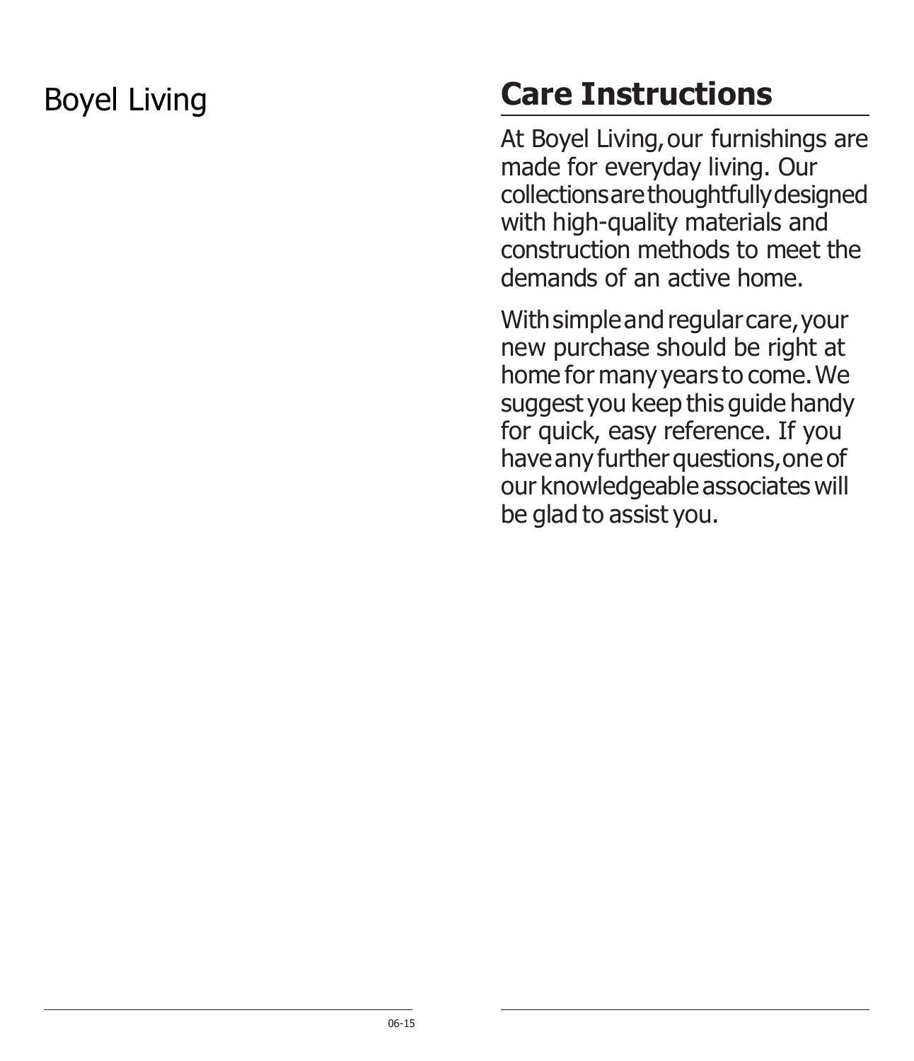Boyel Living

# Care Instructions

At Boyel Living, our furnishings are made for everyday living. Our collections are thoughtfully designed with high-quality materials and construction methods to meet the demands of an active home.

With simple and regular care, your new purchase should be right at home for many years to come. We suggest you keep this guide handy for quick, easy reference. If you have any further questions, one of our knowledgeable associates will be glad to assist you.

06-15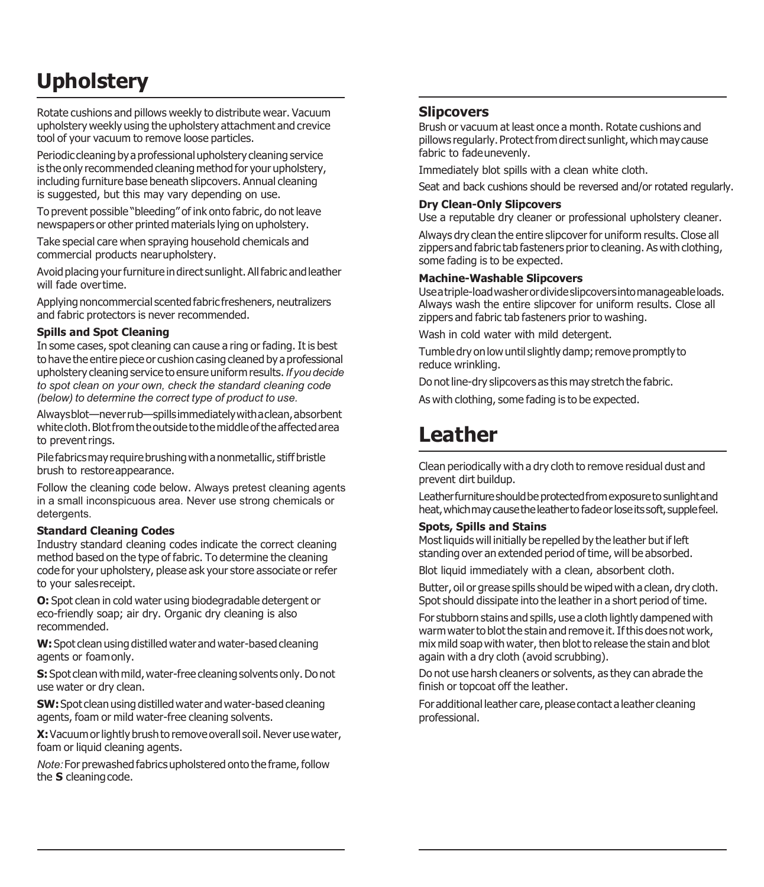# Upholstery

Rotate cushions and pillows weekly to distribute wear. Vacuum upholstery weekly using the upholstery attachment and crevice tool of your vacuum to remove loose particles.

Periodic cleaning by a professional upholstery cleaning service is the only recommended cleaning method for your upholstery, including furniture base beneath slipcovers. Annual cleaning is suggested, but this may vary depending on use.

To prevent possible "bleeding" of ink onto fabric, do not leave newspapers or other printed materials lying on upholstery.

Take special care when spraying household chemicals and commercial products near upholstery.

Avoid placing your furniture in direct sunlight. All fabric and leather will fade over time.

Applying noncommercial scented fabric fresheners, neutralizers and fabric protectors is never recommended.

### Spills and Spot Cleaning

In some cases, spot cleaning can cause a ring or fading. It is best to have the entire piece or cushion casing cleaned by a professional upholstery cleaning service to ensure uniform results. *If you decide to spot clean on your own, check the standard cleaning code (below) to determine the correct type of product to use.*

Always blot—never rub—spills immediately with a clean, absorbent white cloth. Blot from the outside to the middle of the affected area to prevent rings.

Pile fabrics may require brushing with a nonmetallic, stiff bristle brush to restore appearance.

Follow the cleaning code below. Always pretest cleaning agents in a small inconspicuous area. Never use strong chemicals or detergents.

### Standard Cleaning Codes

Industry standard cleaning codes indicate the correct cleaning method based on the type of fabric. To determine the cleaning code for your upholstery, please ask your store associate or refer to your sales receipt.

**O:** Spot clean in cold water using biodegradable detergent or eco-friendly soap; air dry. Organic dry cleaning is also recommended.

**W:** Spot clean using distilled water and water-based cleaning agents or foam only.

**S:** Spot clean with mild, water-free cleaning solvents only. Do not use water or dry clean.

**SW:** Spot clean using distilled water and water-based cleaning agents, foam or mild water-free cleaning solvents.

**X:** Vacuum or lightly brush to remove overall soil. Never use water, foam or liquid cleaning agents.

*Note:* For prewashed fabrics upholstered onto the frame, follow the **S** cleaning code.

## Slipcovers

Brush or vacuum at least once a month. Rotate cushions and pillows regularly. Protect from direct sunlight, which may cause fabric to fade unevenly.

Immediately blot spills with a clean white cloth.

Seat and back cushions should be reversed and/or rotated regularly.

### Dry Clean-Only Slipcovers

Use a reputable dry cleaner or professional upholstery cleaner.

Always dry clean the entire slipcover for uniform results. Close all zippers and fabric tab fasteners prior to cleaning. As with clothing, some fading is to be expected.

### Machine-Washable Slipcovers

Use a triple-load washer or divide slipcovers into manageable loads. Always wash the entire slipcover for uniform results. Close all zippers and fabric tab fasteners prior to washing.

Wash in cold water with mild detergent.

Tumble dry on low until slightly damp; remove promptly to reduce wrinkling.

Do not line-dry slipcovers as this may stretch the fabric.

As with clothing, some fading is to be expected.

# Leather

Clean periodically with a dry cloth to remove residual dust and prevent dirt buildup.

Leather furniture should be protected from exposure to sunlight and heat, which may cause the leather to fade or lose its soft, supple feel.

### Spots, Spills and Stains

Most liquids will initially be repelled by the leather but if left standing over an extended period of time, will be absorbed.

Blot liquid immediately with a clean, absorbent cloth.

Butter, oil or grease spills should be wiped with a clean, dry cloth. Spot should dissipate into the leather in a short period of time.

For stubborn stains and spills, use a cloth lightly dampened with warm water to blot the stain and remove it. If this does not work, mix mild soap with water, then blot to release the stain and blot again with a dry cloth (avoid scrubbing).

Do not use harsh cleaners or solvents, as they can abrade the finish or topcoat off the leather.

For additional leather care, please contact a leather cleaning professional.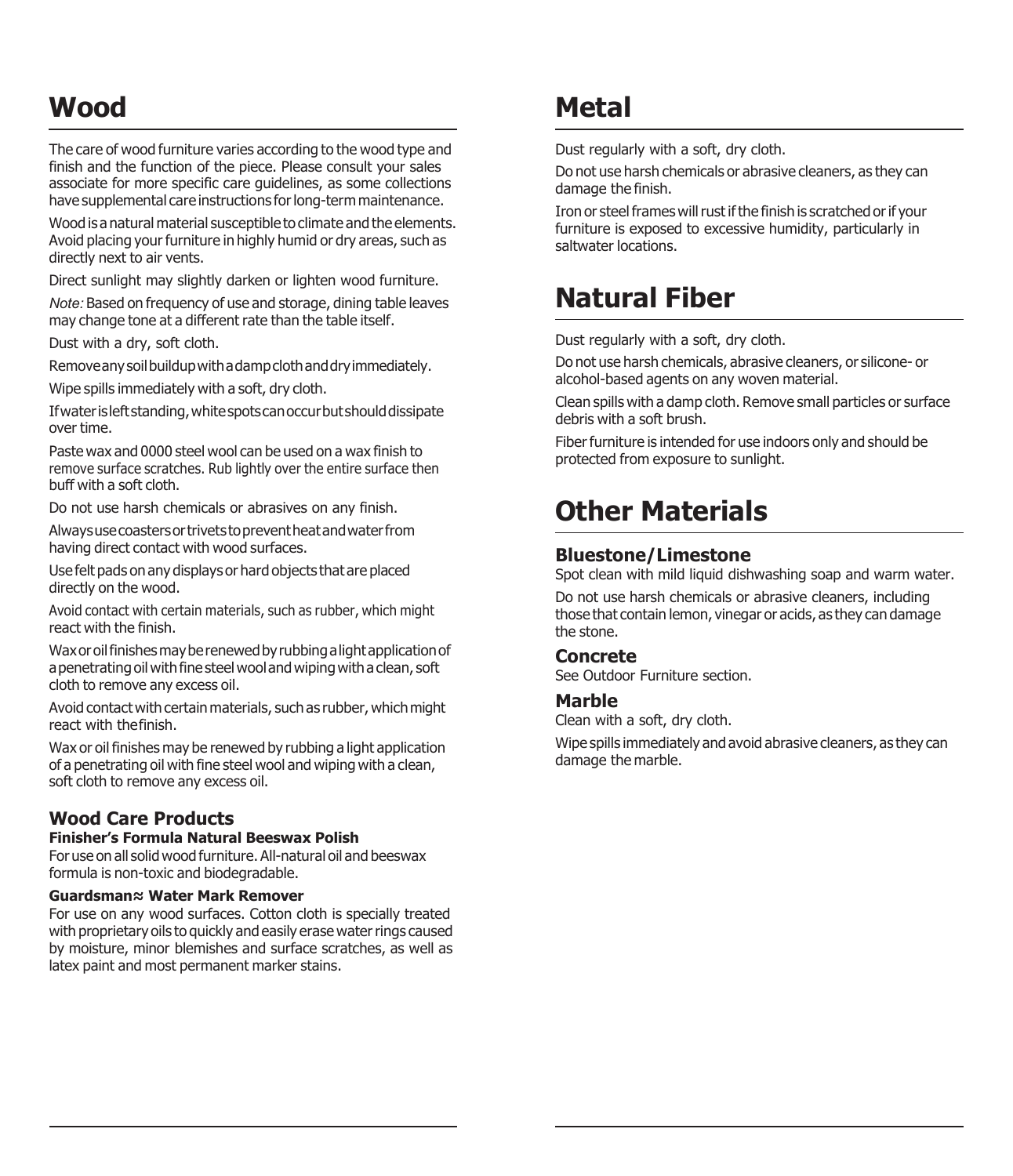# Wood

The care of wood furniture varies according to the wood type and finish and the function of the piece. Please consult your sales associate for more specific care guidelines, as some collections have supplemental care instructions for long-term maintenance.

Wood is a natural material susceptible to climate and the elements. Avoid placing your furniture in highly humid or dry areas, such as directly next to air vents.

Direct sunlight may slightly darken or lighten wood furniture.

*Note:* Based on frequency of use and storage, dining table leaves may change tone at a different rate than the table itself.

Dust with a dry, soft cloth.

Remove any soil buildup with a damp cloth and dry immediately.

Wipe spills immediately with a soft, dry cloth.

If water is left standing, white spots can occur but should dissipate over time.

Paste wax and 0000 steel wool can be used on a wax finish to remove surface scratches. Rub lightly over the entire surface then buff with a soft cloth.

Do not use harsh chemicals or abrasives on any finish.

Always use coasters or trivets to prevent heat and water from having direct contact with wood surfaces.

Use felt pads on any displays or hard objects that are placed directly on the wood.

Avoid contact with certain materials, such as rubber, which might react with the finish.

Wax or oil finishes may be renewed by rubbing a light application of a penetrating oil with fine steel wool and wiping with a clean, soft cloth to remove any excess oil.

Avoid contact with certain materials, such as rubber, which might react with the finish.

Wax or oil finishes may be renewed by rubbing a light application of a penetrating oil with fine steel wool and wiping with a clean, soft cloth to remove any excess oil.

### Wood Care Products

**Finisher's Formula Natural Beeswax Polish**

For use on all solid wood furniture. All-natural oil and beeswax formula is non-toxic and biodegradable.

**Guardsman≈ Water Mark Remover**

For use on any wood surfaces. Cotton cloth is specially treated with proprietary oils to quickly and easily erase water rings caused by moisture, minor blemishes and surface scratches, as well as latex paint and most permanent marker stains.

# Metal

Dust regularly with a soft, dry cloth.

Do not use harsh chemicals or abrasive cleaners, as they can damage the finish.

Iron or steel frames will rust if the finish is scratched or if your furniture is exposed to excessive humidity, particularly in saltwater locations.

# Natural Fiber

Dust regularly with a soft, dry cloth.

Do not use harsh chemicals, abrasive cleaners, or silicone- or alcohol-based agents on any woven material.

Clean spills with a damp cloth. Remove small particles or surface debris with a soft brush.

Fiber furniture is intended for use indoors only and should be protected from exposure to sunlight.

# Other Materials

### Bluestone/Limestone

Spot clean with mild liquid dishwashing soap and warm water.

Do not use harsh chemicals or abrasive cleaners, including those that contain lemon, vinegar or acids, as they can damage the stone.

### Concrete

See Outdoor Furniture section.

### Marble

Clean with a soft, dry cloth.

Wipe spills immediately and avoid abrasive cleaners, as they can damage the marble.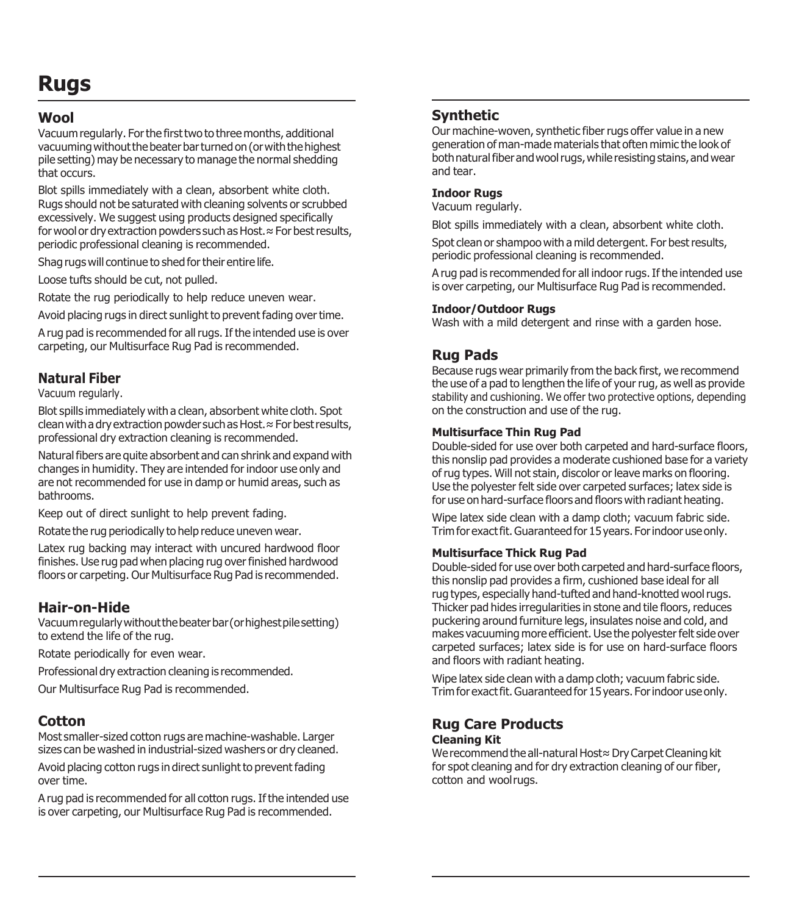# Rugs

## Wool

Vacuum regularly. For the first two to three months, additional vacuuming without the beater bar turned on (or with the highest pile setting) may be necessary to manage the normal shedding that occurs.

Blot spills immediately with a clean, absorbent white cloth. Rugs should not be saturated with cleaning solvents or scrubbed excessively. We suggest using products designed specifically for wool or dry extraction powders such as Host.≈ For best results, periodic professional cleaning is recommended.

Shag rugs will continue to shed for their entire life.

Loose tufts should be cut, not pulled.

Rotate the rug periodically to help reduce uneven wear.

Avoid placing rugs in direct sunlight to prevent fading over time.

A rug pad is recommended for all rugs. If the intended use is over carpeting, our Multisurface Rug Pad is recommended.

## Natural Fiber

Vacuum regularly.

Blot spills immediately with a clean, absorbent white cloth. Spot clean with a dry extraction powder such as Host.≈ For best results, professional dry extraction cleaning is recommended.

Natural fibers are quite absorbent and can shrink and expand with changes in humidity. They are intended for indoor use only and are not recommended for use in damp or humid areas, such as bathrooms.

Keep out of direct sunlight to help prevent fading.

Rotate the rug periodically to help reduce uneven wear.

Latex rug backing may interact with uncured hardwood floor finishes. Use rug pad when placing rug over finished hardwood floors or carpeting. Our Multisurface Rug Pad is recommended.

## Hair-on-Hide

Vacuum regularly without the beater bar (or highest pile setting) to extend the life of the rug.

Rotate periodically for even wear.

Professional dry extraction cleaning is recommended.

Our Multisurface Rug Pad is recommended.

## Cotton

Most smaller-sized cotton rugs are machine-washable. Larger sizes can be washed in industrial-sized washers or dry cleaned.

Avoid placing cotton rugs in direct sunlight to prevent fading over time.

A rug pad is recommended for all cotton rugs. If the intended use is over carpeting, our Multisurface Rug Pad is recommended.

## Synthetic

Our machine-woven, synthetic fiber rugs offer value in a new generation of man-made materials that often mimic the look of both natural fiber and wool rugs, while resisting stains, and wear and tear.

### Indoor Rugs

Vacuum regularly.

Blot spills immediately with a clean, absorbent white cloth.

Spot clean or shampoo with a mild detergent. For best results, periodic professional cleaning is recommended.

A rug pad is recommended for all indoor rugs. If the intended use is over carpeting, our Multisurface Rug Pad is recommended.

### Indoor/Outdoor Rugs

Wash with a mild detergent and rinse with a garden hose.

## Rug Pads

Because rugs wear primarily from the back first, we recommend the use of a pad to lengthen the life of your rug, as well as provide stability and cushioning. We offer two protective options, depending on the construction and use of the rug.

### Multisurface Thin Rug Pad

Double-sided for use over both carpeted and hard-surface floors, this nonslip pad provides a moderate cushioned base for a variety of rug types. Will not stain, discolor or leave marks on flooring. Use the polyester felt side over carpeted surfaces; latex side is for use on hard-surface floors and floors with radiant heating.

Wipe latex side clean with a damp cloth; vacuum fabric side. Trim for exact fit. Guaranteed for 15 years. For indoor use only.

### Multisurface Thick Rug Pad

Double-sided for use over both carpeted and hard-surface floors, this nonslip pad provides a firm, cushioned base ideal for all rug types, especially hand-tufted and hand-knotted wool rugs. Thicker pad hides irregularities in stone and tile floors, reduces puckering around furniture legs, insulates noise and cold, and makes vacuuming more efficient. Use the polyester felt side over carpeted surfaces; latex side is for use on hard-surface floors and floors with radiant heating.

Wipe latex side clean with a damp cloth; vacuum fabric side. Trim for exact fit. Guaranteed for 15 years. For indoor use only.

## Rug Care Products

### Cleaning Kit

We recommend the all-natural Host≈ Dry Carpet Cleaning kit for spot cleaning and for dry extraction cleaning of our fiber, cotton and wool rugs.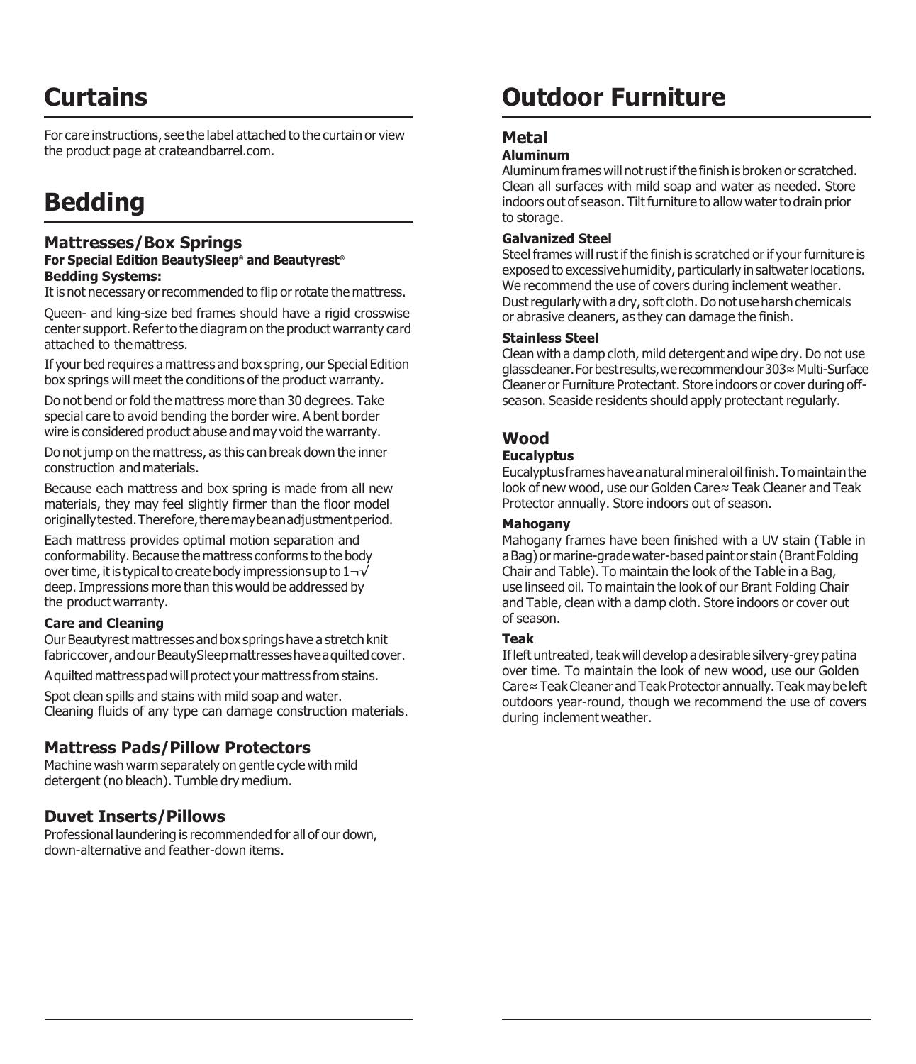# Curtains

For care instructions, see the label attached to the curtain or view the product page at crateandbarrel.com.

# Bedding

## Mattresses/Box Springs

**For Special Edition BeautySleep® and Beautyrest® Bedding Systems:**

It is not necessary or recommended to flip or rotate the mattress.

Queen- and king-size bed frames should have a rigid crosswise center support. Refer to the diagram on the product warranty card attached to the mattress.

If your bed requires a mattress and box spring, our Special Edition box springs will meet the conditions of the product warranty.

Do not bend or fold the mattress more than 30 degrees. Take special care to avoid bending the border wire. A bent border wire is considered product abuse and may void the warranty.

Do not jump on the mattress, as this can break down the inner construction and materials.

Because each mattress and box spring is made from all new materials, they may feel slightly firmer than the floor model originally tested. Therefore, there may be an adjustment period.

Each mattress provides optimal motion separation and conformability. Because the mattress conforms to the body over time, it is typical to create body impressions up to 1¬√ deep. Impressions more than this would be addressed by the product warranty.

### Care and Cleaning

Our Beautyrest mattresses and box springs have a stretch knit fabric cover, and our BeautySleep mattresses have a quilted cover.

A quilted mattress pad will protect your mattress from stains.

Spot clean spills and stains with mild soap and water. Cleaning fluids of any type can damage construction materials.

## Mattress Pads/Pillow Protectors

Machine wash warm separately on gentle cycle with mild detergent (no bleach). Tumble dry medium.

## Duvet Inserts/Pillows

Professional laundering is recommended for all of our down, down-alternative and feather-down items.

# Outdoor Furniture

## Metal

### Aluminum

Aluminum frames will not rust if the finish is broken or scratched. Clean all surfaces with mild soap and water as needed. Store indoors out of season. Tilt furniture to allow water to drain prior to storage.

### Galvanized Steel

Steel frames will rust if the finish is scratched or if your furniture is exposed to excessive humidity, particularly in saltwater locations. We recommend the use of covers during inclement weather. Dust regularly with a dry, soft cloth. Do not use harsh chemicals or abrasive cleaners, as they can damage the finish.

### Stainless Steel

Clean with a damp cloth, mild detergent and wipe dry. Do not use glass cleaner. For best results, we recommend our 303≈ Multi-Surface Cleaner or Furniture Protectant. Store indoors or cover during off-season. Seaside residents should apply protectant regularly.

## Wood

### Eucalyptus

Eucalyptus frames have a natural mineral oil finish. To maintain the look of new wood, use our Golden Care≈ Teak Cleaner and Teak Protector annually. Store indoors out of season.

### Mahogany

Mahogany frames have been finished with a UV stain (Table in a Bag) or marine-grade water-based paint or stain (Brant Folding Chair and Table). To maintain the look of the Table in a Bag, use linseed oil. To maintain the look of our Brant Folding Chair and Table, clean with a damp cloth. Store indoors or cover out of season.

### Teak

If left untreated, teak will develop a desirable silvery-grey patina over time. To maintain the look of new wood, use our Golden Care≈ Teak Cleaner and Teak Protector annually. Teak may be left outdoors year-round, though we recommend the use of covers during inclement weather.